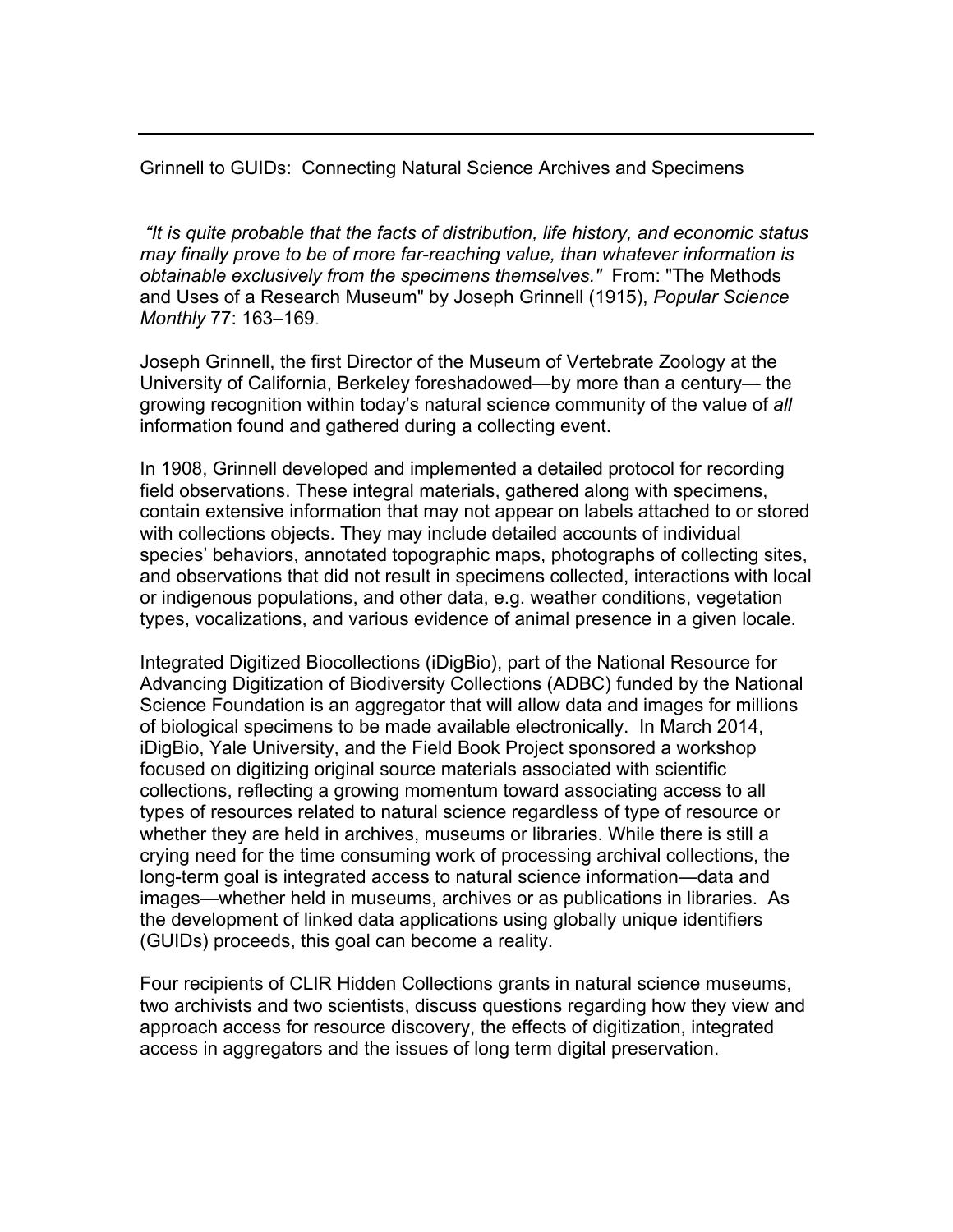# Grinnell to GUIDs: Connecting Natural Science Archives and Specimens

*"It is quite probable that the facts of distribution, life history, and economic status may finally prove to be of more far-reaching value, than whatever information is obtainable exclusively from the specimens themselves."* From: "The Methods and Uses of a Research Museum" by Joseph Grinnell (1915), *Popular Science Monthly* 77: 163–169.

Joseph Grinnell, the first Director of the Museum of Vertebrate Zoology at the University of California, Berkeley foreshadowed—by more than a century— the growing recognition within today's natural science community of the value of *all* information found and gathered during a collecting event.

In 1908, Grinnell developed and implemented a detailed protocol for recording field observations. These integral materials, gathered along with specimens, contain extensive information that may not appear on labels attached to or stored with collections objects. They may include detailed accounts of individual species' behaviors, annotated topographic maps, photographs of collecting sites, and observations that did not result in specimens collected, interactions with local or indigenous populations, and other data, e.g. weather conditions, vegetation types, vocalizations, and various evidence of animal presence in a given locale.

Integrated Digitized Biocollections (iDigBio), part of the National Resource for Advancing Digitization of Biodiversity Collections (ADBC) funded by the National Science Foundation is an aggregator that will allow data and images for millions of biological specimens to be made available electronically. In March 2014, iDigBio, Yale University, and the Field Book Project sponsored a workshop focused on digitizing original source materials associated with scientific collections, reflecting a growing momentum toward associating access to all types of resources related to natural science regardless of type of resource or whether they are held in archives, museums or libraries. While there is still a crying need for the time consuming work of processing archival collections, the long-term goal is integrated access to natural science information—data and images—whether held in museums, archives or as publications in libraries. As the development of linked data applications using globally unique identifiers (GUIDs) proceeds, this goal can become a reality.

Four recipients of CLIR Hidden Collections grants in natural science museums, two archivists and two scientists, discuss questions regarding how they view and approach access for resource discovery, the effects of digitization, integrated access in aggregators and the issues of long term digital preservation.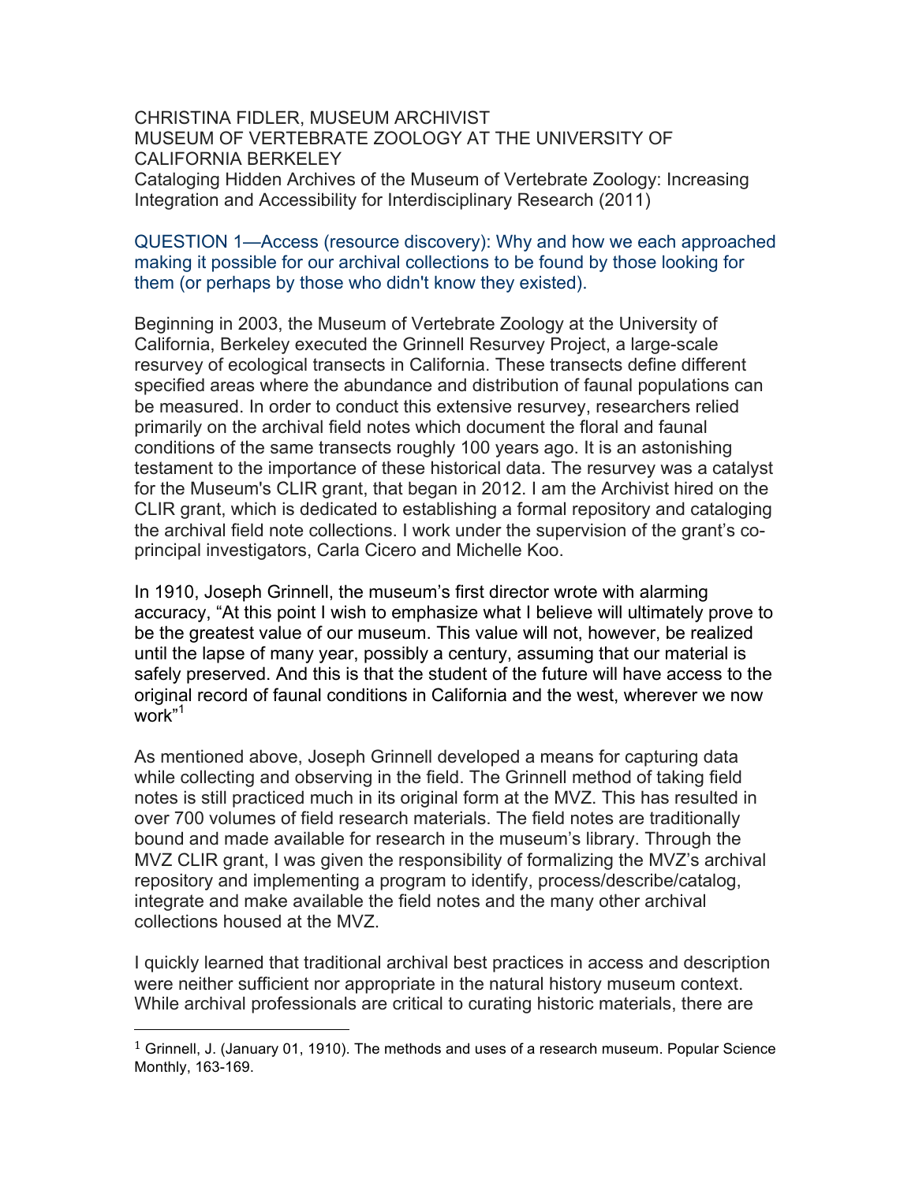CHRISTINA FIDLER, MUSEUM ARCHIVIST
MUSEUM OF VERTEBRATE ZOOLOGY AT THE UNIVERSITY OF CALIFORNIA BERKELEY
Cataloging Hidden Archives of the Museum of Vertebrate Zoology: Increasing Integration and Accessibility for Interdisciplinary Research (2011)

QUESTION 1—Access (resource discovery): Why and how we each approached making it possible for our archival collections to be found by those looking for them (or perhaps by those who didn't know they existed).

Beginning in 2003, the Museum of Vertebrate Zoology at the University of California, Berkeley executed the Grinnell Resurvey Project, a large-scale resurvey of ecological transects in California. These transects define different specified areas where the abundance and distribution of faunal populations can be measured. In order to conduct this extensive resurvey, researchers relied primarily on the archival field notes which document the floral and faunal conditions of the same transects roughly 100 years ago. It is an astonishing testament to the importance of these historical data. The resurvey was a catalyst for the Museum's CLIR grant, that began in 2012. I am the Archivist hired on the CLIR grant, which is dedicated to establishing a formal repository and cataloging the archival field note collections. I work under the supervision of the grant's co-principal investigators, Carla Cicero and Michelle Koo.

In 1910, Joseph Grinnell, the museum's first director wrote with alarming accuracy, "At this point I wish to emphasize what I believe will ultimately prove to be the greatest value of our museum. This value will not, however, be realized until the lapse of many year, possibly a century, assuming that our material is safely preserved. And this is that the student of the future will have access to the original record of faunal conditions in California and the west, wherever we now work"[1]

As mentioned above, Joseph Grinnell developed a means for capturing data while collecting and observing in the field. The Grinnell method of taking field notes is still practiced much in its original form at the MVZ. This has resulted in over 700 volumes of field research materials. The field notes are traditionally bound and made available for research in the museum's library. Through the MVZ CLIR grant, I was given the responsibility of formalizing the MVZ's archival repository and implementing a program to identify, process/describe/catalog, integrate and make available the field notes and the many other archival collections housed at the MVZ.

I quickly learned that traditional archival best practices in access and description were neither sufficient nor appropriate in the natural history museum context. While archival professionals are critical to curating historic materials, there are

[1] Grinnell, J. (January 01, 1910). The methods and uses of a research museum. Popular Science Monthly, 163-169.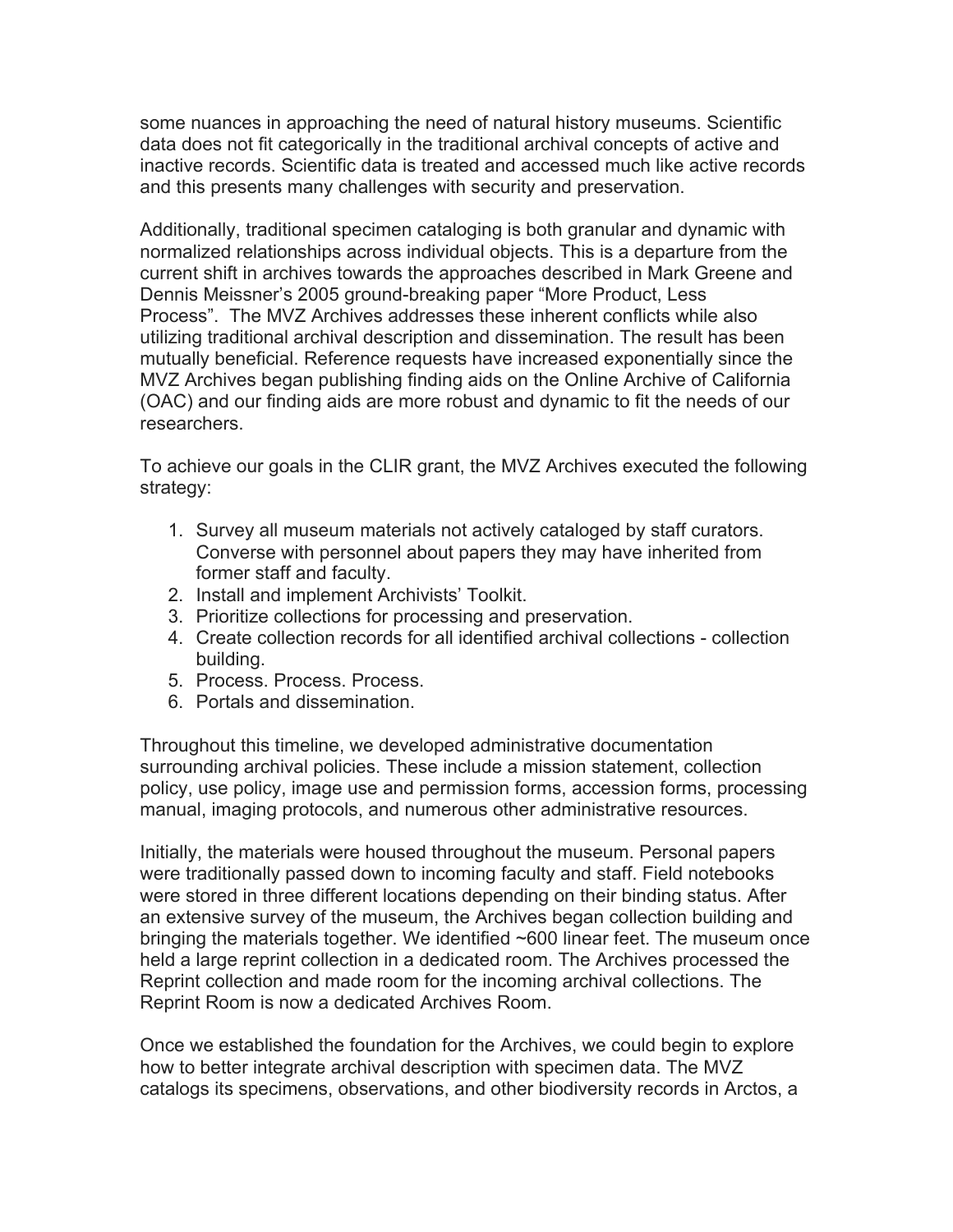some nuances in approaching the need of natural history museums. Scientific data does not fit categorically in the traditional archival concepts of active and inactive records. Scientific data is treated and accessed much like active records and this presents many challenges with security and preservation.

Additionally, traditional specimen cataloging is both granular and dynamic with normalized relationships across individual objects. This is a departure from the current shift in archives towards the approaches described in Mark Greene and Dennis Meissner's 2005 ground-breaking paper "More Product, Less Process". The MVZ Archives addresses these inherent conflicts while also utilizing traditional archival description and dissemination. The result has been mutually beneficial. Reference requests have increased exponentially since the MVZ Archives began publishing finding aids on the Online Archive of California (OAC) and our finding aids are more robust and dynamic to fit the needs of our researchers.

To achieve our goals in the CLIR grant, the MVZ Archives executed the following strategy:

1. Survey all museum materials not actively cataloged by staff curators. Converse with personnel about papers they may have inherited from former staff and faculty.
2. Install and implement Archivists' Toolkit.
3. Prioritize collections for processing and preservation.
4. Create collection records for all identified archival collections - collection building.
5. Process. Process. Process.
6. Portals and dissemination.

Throughout this timeline, we developed administrative documentation surrounding archival policies. These include a mission statement, collection policy, use policy, image use and permission forms, accession forms, processing manual, imaging protocols, and numerous other administrative resources.

Initially, the materials were housed throughout the museum. Personal papers were traditionally passed down to incoming faculty and staff. Field notebooks were stored in three different locations depending on their binding status. After an extensive survey of the museum, the Archives began collection building and bringing the materials together. We identified ~600 linear feet. The museum once held a large reprint collection in a dedicated room. The Archives processed the Reprint collection and made room for the incoming archival collections. The Reprint Room is now a dedicated Archives Room.

Once we established the foundation for the Archives, we could begin to explore how to better integrate archival description with specimen data. The MVZ catalogs its specimens, observations, and other biodiversity records in Arctos, a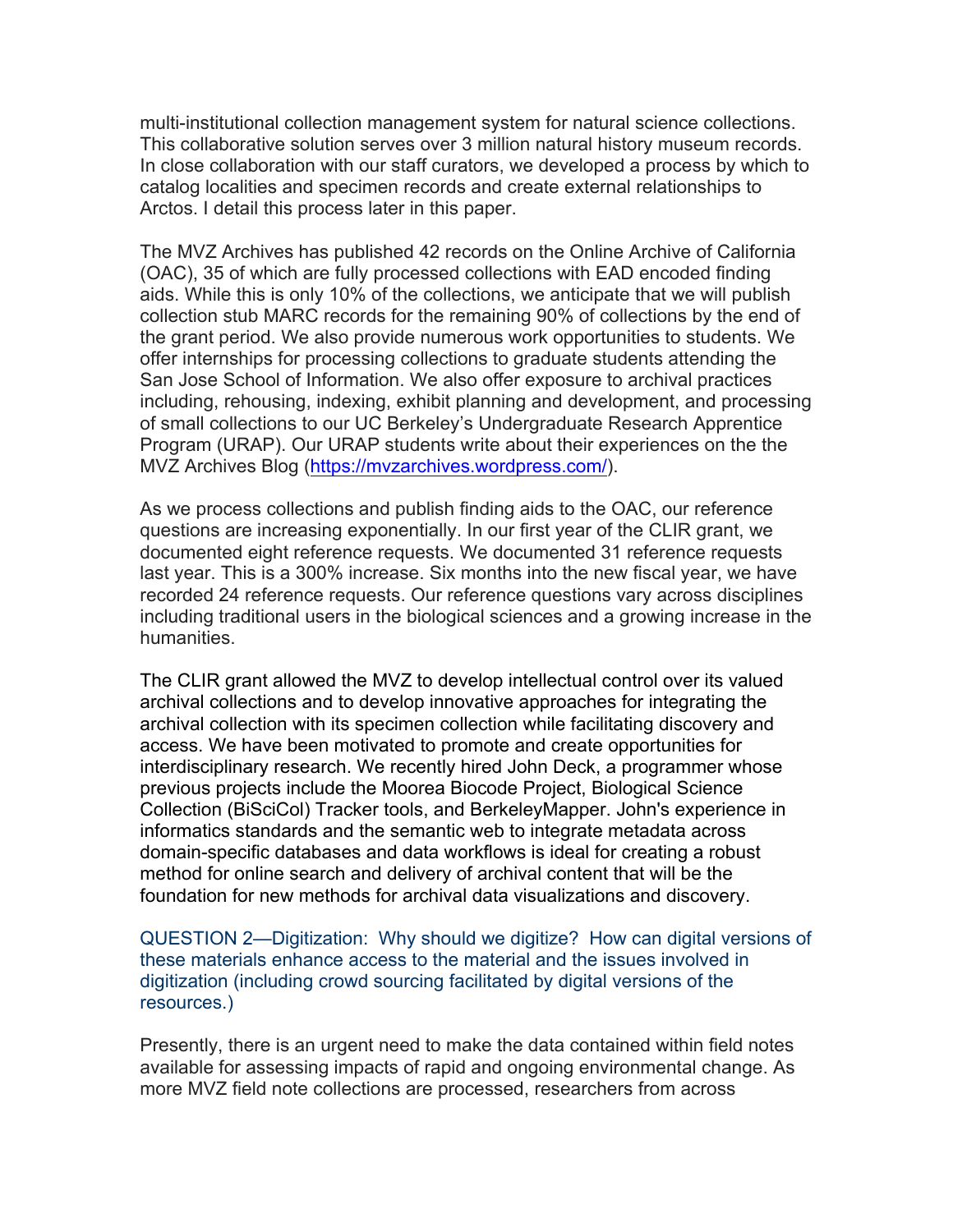multi-institutional collection management system for natural science collections. This collaborative solution serves over 3 million natural history museum records. In close collaboration with our staff curators, we developed a process by which to catalog localities and specimen records and create external relationships to Arctos. I detail this process later in this paper.

The MVZ Archives has published 42 records on the Online Archive of California (OAC), 35 of which are fully processed collections with EAD encoded finding aids. While this is only 10% of the collections, we anticipate that we will publish collection stub MARC records for the remaining 90% of collections by the end of the grant period. We also provide numerous work opportunities to students. We offer internships for processing collections to graduate students attending the San Jose School of Information. We also offer exposure to archival practices including, rehousing, indexing, exhibit planning and development, and processing of small collections to our UC Berkeley's Undergraduate Research Apprentice Program (URAP). Our URAP students write about their experiences on the the MVZ Archives Blog (https://mvzarchives.wordpress.com/).

As we process collections and publish finding aids to the OAC, our reference questions are increasing exponentially. In our first year of the CLIR grant, we documented eight reference requests. We documented 31 reference requests last year. This is a 300% increase. Six months into the new fiscal year, we have recorded 24 reference requests. Our reference questions vary across disciplines including traditional users in the biological sciences and a growing increase in the humanities.

The CLIR grant allowed the MVZ to develop intellectual control over its valued archival collections and to develop innovative approaches for integrating the archival collection with its specimen collection while facilitating discovery and access. We have been motivated to promote and create opportunities for interdisciplinary research. We recently hired John Deck, a programmer whose previous projects include the Moorea Biocode Project, Biological Science Collection (BiSciCol) Tracker tools, and BerkeleyMapper. John's experience in informatics standards and the semantic web to integrate metadata across domain-specific databases and data workflows is ideal for creating a robust method for online search and delivery of archival content that will be the foundation for new methods for archival data visualizations and discovery.

QUESTION 2—Digitization: Why should we digitize? How can digital versions of these materials enhance access to the material and the issues involved in digitization (including crowd sourcing facilitated by digital versions of the resources.)

Presently, there is an urgent need to make the data contained within field notes available for assessing impacts of rapid and ongoing environmental change. As more MVZ field note collections are processed, researchers from across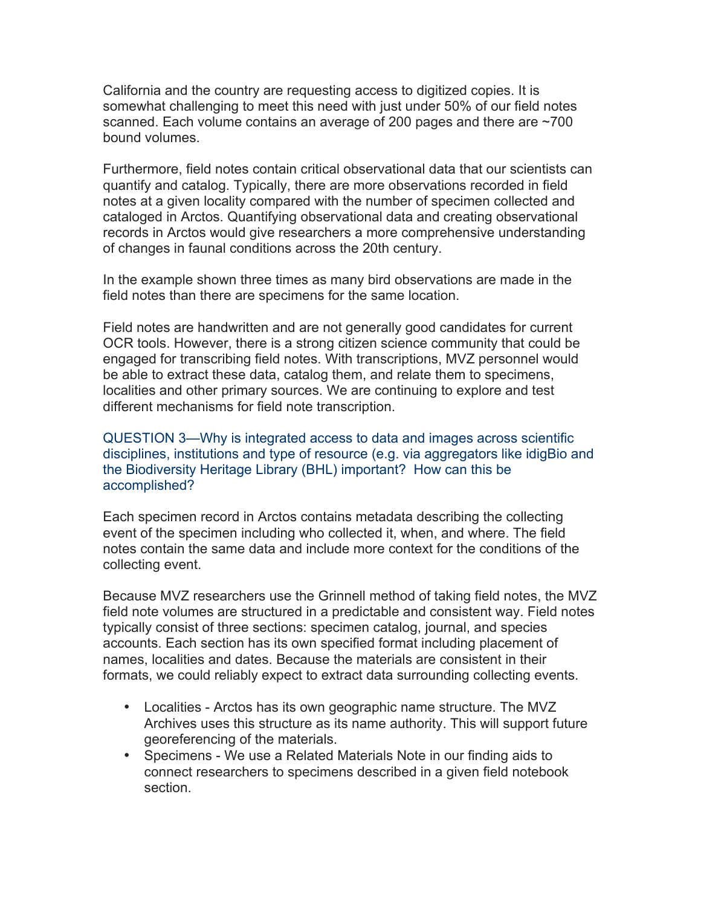California and the country are requesting access to digitized copies. It is somewhat challenging to meet this need with just under 50% of our field notes scanned. Each volume contains an average of 200 pages and there are ~700 bound volumes.

Furthermore, field notes contain critical observational data that our scientists can quantify and catalog. Typically, there are more observations recorded in field notes at a given locality compared with the number of specimen collected and cataloged in Arctos. Quantifying observational data and creating observational records in Arctos would give researchers a more comprehensive understanding of changes in faunal conditions across the 20th century.

In the example shown three times as many bird observations are made in the field notes than there are specimens for the same location.

Field notes are handwritten and are not generally good candidates for current OCR tools. However, there is a strong citizen science community that could be engaged for transcribing field notes. With transcriptions, MVZ personnel would be able to extract these data, catalog them, and relate them to specimens, localities and other primary sources. We are continuing to explore and test different mechanisms for field note transcription.

QUESTION 3—Why is integrated access to data and images across scientific disciplines, institutions and type of resource (e.g. via aggregators like idigBio and the Biodiversity Heritage Library (BHL) important? How can this be accomplished?

Each specimen record in Arctos contains metadata describing the collecting event of the specimen including who collected it, when, and where. The field notes contain the same data and include more context for the conditions of the collecting event.

Because MVZ researchers use the Grinnell method of taking field notes, the MVZ field note volumes are structured in a predictable and consistent way. Field notes typically consist of three sections: specimen catalog, journal, and species accounts. Each section has its own specified format including placement of names, localities and dates. Because the materials are consistent in their formats, we could reliably expect to extract data surrounding collecting events.

- Localities - Arctos has its own geographic name structure. The MVZ Archives uses this structure as its name authority. This will support future georeferencing of the materials.
- Specimens - We use a Related Materials Note in our finding aids to connect researchers to specimens described in a given field notebook section.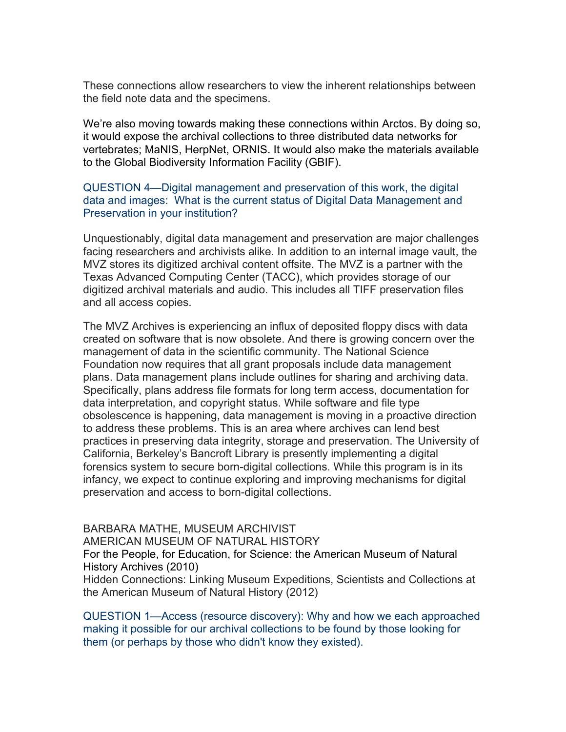These connections allow researchers to view the inherent relationships between the field note data and the specimens.

We're also moving towards making these connections within Arctos. By doing so, it would expose the archival collections to three distributed data networks for vertebrates; MaNIS, HerpNet, ORNIS. It would also make the materials available to the Global Biodiversity Information Facility (GBIF).

QUESTION 4—Digital management and preservation of this work, the digital data and images: What is the current status of Digital Data Management and Preservation in your institution?

Unquestionably, digital data management and preservation are major challenges facing researchers and archivists alike. In addition to an internal image vault, the MVZ stores its digitized archival content offsite. The MVZ is a partner with the Texas Advanced Computing Center (TACC), which provides storage of our digitized archival materials and audio. This includes all TIFF preservation files and all access copies.

The MVZ Archives is experiencing an influx of deposited floppy discs with data created on software that is now obsolete. And there is growing concern over the management of data in the scientific community. The National Science Foundation now requires that all grant proposals include data management plans. Data management plans include outlines for sharing and archiving data. Specifically, plans address file formats for long term access, documentation for data interpretation, and copyright status. While software and file type obsolescence is happening, data management is moving in a proactive direction to address these problems. This is an area where archives can lend best practices in preserving data integrity, storage and preservation. The University of California, Berkeley's Bancroft Library is presently implementing a digital forensics system to secure born-digital collections. While this program is in its infancy, we expect to continue exploring and improving mechanisms for digital preservation and access to born-digital collections.

BARBARA MATHE, MUSEUM ARCHIVIST
AMERICAN MUSEUM OF NATURAL HISTORY
For the People, for Education, for Science: the American Museum of Natural History Archives (2010)
Hidden Connections: Linking Museum Expeditions, Scientists and Collections at the American Museum of Natural History (2012)

QUESTION 1—Access (resource discovery): Why and how we each approached making it possible for our archival collections to be found by those looking for them (or perhaps by those who didn't know they existed).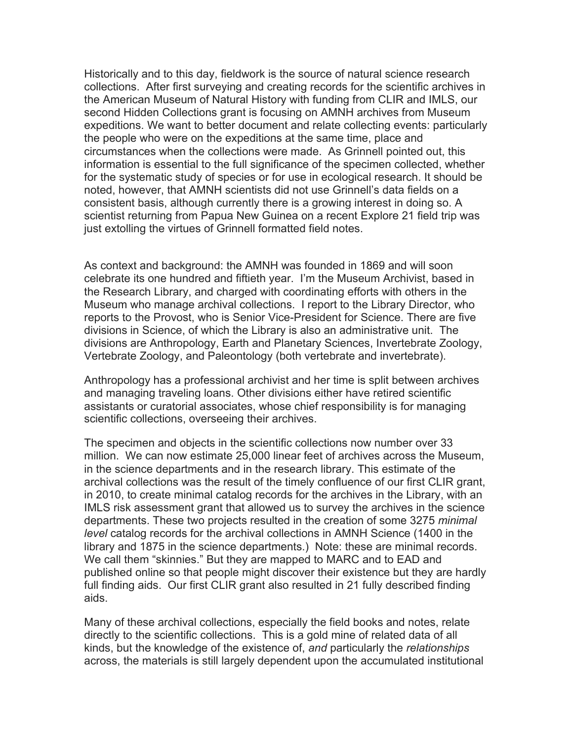Historically and to this day, fieldwork is the source of natural science research collections. After first surveying and creating records for the scientific archives in the American Museum of Natural History with funding from CLIR and IMLS, our second Hidden Collections grant is focusing on AMNH archives from Museum expeditions. We want to better document and relate collecting events: particularly the people who were on the expeditions at the same time, place and circumstances when the collections were made. As Grinnell pointed out, this information is essential to the full significance of the specimen collected, whether for the systematic study of species or for use in ecological research. It should be noted, however, that AMNH scientists did not use Grinnell's data fields on a consistent basis, although currently there is a growing interest in doing so. A scientist returning from Papua New Guinea on a recent Explore 21 field trip was just extolling the virtues of Grinnell formatted field notes.

As context and background: the AMNH was founded in 1869 and will soon celebrate its one hundred and fiftieth year. I'm the Museum Archivist, based in the Research Library, and charged with coordinating efforts with others in the Museum who manage archival collections. I report to the Library Director, who reports to the Provost, who is Senior Vice-President for Science. There are five divisions in Science, of which the Library is also an administrative unit. The divisions are Anthropology, Earth and Planetary Sciences, Invertebrate Zoology, Vertebrate Zoology, and Paleontology (both vertebrate and invertebrate).

Anthropology has a professional archivist and her time is split between archives and managing traveling loans. Other divisions either have retired scientific assistants or curatorial associates, whose chief responsibility is for managing scientific collections, overseeing their archives.

The specimen and objects in the scientific collections now number over 33 million. We can now estimate 25,000 linear feet of archives across the Museum, in the science departments and in the research library. This estimate of the archival collections was the result of the timely confluence of our first CLIR grant, in 2010, to create minimal catalog records for the archives in the Library, with an IMLS risk assessment grant that allowed us to survey the archives in the science departments. These two projects resulted in the creation of some 3275 *minimal level* catalog records for the archival collections in AMNH Science (1400 in the library and 1875 in the science departments.) Note: these are minimal records. We call them "skinnies." But they are mapped to MARC and to EAD and published online so that people might discover their existence but they are hardly full finding aids. Our first CLIR grant also resulted in 21 fully described finding aids.

Many of these archival collections, especially the field books and notes, relate directly to the scientific collections. This is a gold mine of related data of all kinds, but the knowledge of the existence of, *and* particularly the *relationships* across, the materials is still largely dependent upon the accumulated institutional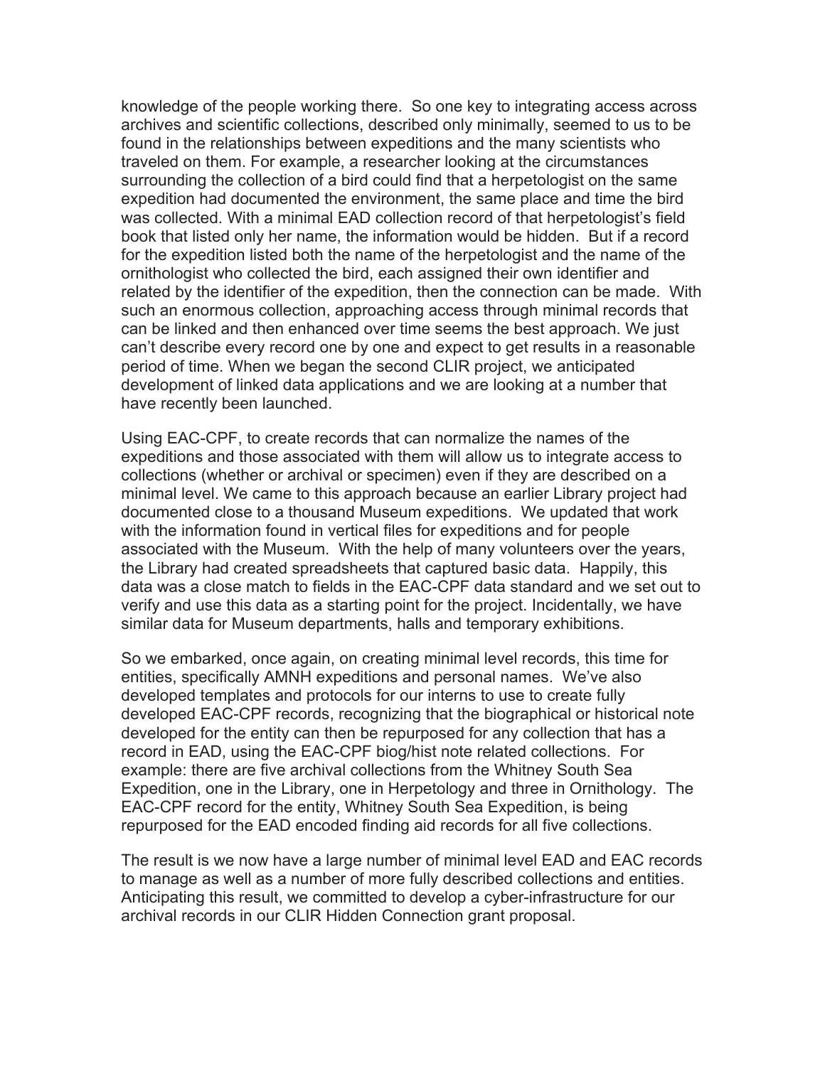knowledge of the people working there. So one key to integrating access across archives and scientific collections, described only minimally, seemed to us to be found in the relationships between expeditions and the many scientists who traveled on them. For example, a researcher looking at the circumstances surrounding the collection of a bird could find that a herpetologist on the same expedition had documented the environment, the same place and time the bird was collected. With a minimal EAD collection record of that herpetologist's field book that listed only her name, the information would be hidden. But if a record for the expedition listed both the name of the herpetologist and the name of the ornithologist who collected the bird, each assigned their own identifier and related by the identifier of the expedition, then the connection can be made. With such an enormous collection, approaching access through minimal records that can be linked and then enhanced over time seems the best approach. We just can't describe every record one by one and expect to get results in a reasonable period of time. When we began the second CLIR project, we anticipated development of linked data applications and we are looking at a number that have recently been launched.

Using EAC-CPF, to create records that can normalize the names of the expeditions and those associated with them will allow us to integrate access to collections (whether or archival or specimen) even if they are described on a minimal level. We came to this approach because an earlier Library project had documented close to a thousand Museum expeditions. We updated that work with the information found in vertical files for expeditions and for people associated with the Museum. With the help of many volunteers over the years, the Library had created spreadsheets that captured basic data. Happily, this data was a close match to fields in the EAC-CPF data standard and we set out to verify and use this data as a starting point for the project. Incidentally, we have similar data for Museum departments, halls and temporary exhibitions.

So we embarked, once again, on creating minimal level records, this time for entities, specifically AMNH expeditions and personal names. We've also developed templates and protocols for our interns to use to create fully developed EAC-CPF records, recognizing that the biographical or historical note developed for the entity can then be repurposed for any collection that has a record in EAD, using the EAC-CPF biog/hist note related collections. For example: there are five archival collections from the Whitney South Sea Expedition, one in the Library, one in Herpetology and three in Ornithology. The EAC-CPF record for the entity, Whitney South Sea Expedition, is being repurposed for the EAD encoded finding aid records for all five collections.

The result is we now have a large number of minimal level EAD and EAC records to manage as well as a number of more fully described collections and entities. Anticipating this result, we committed to develop a cyber-infrastructure for our archival records in our CLIR Hidden Connection grant proposal.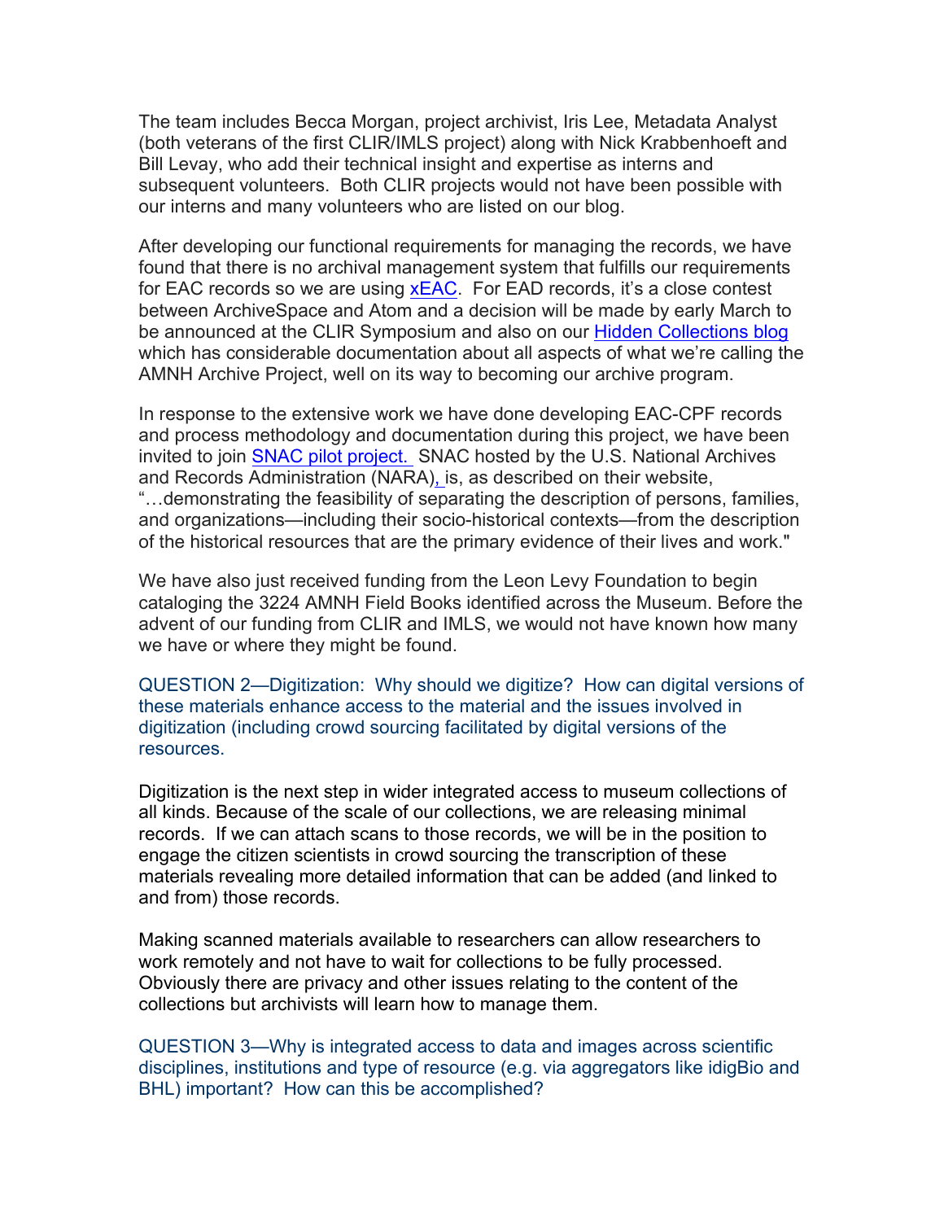The team includes Becca Morgan, project archivist, Iris Lee, Metadata Analyst (both veterans of the first CLIR/IMLS project) along with Nick Krabbenhoeft and Bill Levay, who add their technical insight and expertise as interns and subsequent volunteers. Both CLIR projects would not have been possible with our interns and many volunteers who are listed on our blog.

After developing our functional requirements for managing the records, we have found that there is no archival management system that fulfills our requirements for EAC records so we are using xEAC. For EAD records, it's a close contest between ArchiveSpace and Atom and a decision will be made by early March to be announced at the CLIR Symposium and also on our Hidden Collections blog which has considerable documentation about all aspects of what we're calling the AMNH Archive Project, well on its way to becoming our archive program.

In response to the extensive work we have done developing EAC-CPF records and process methodology and documentation during this project, we have been invited to join SNAC pilot project. SNAC hosted by the U.S. National Archives and Records Administration (NARA), is, as described on their website, "…demonstrating the feasibility of separating the description of persons, families, and organizations—including their socio-historical contexts—from the description of the historical resources that are the primary evidence of their lives and work."

We have also just received funding from the Leon Levy Foundation to begin cataloging the 3224 AMNH Field Books identified across the Museum. Before the advent of our funding from CLIR and IMLS, we would not have known how many we have or where they might be found.

QUESTION 2—Digitization: Why should we digitize? How can digital versions of these materials enhance access to the material and the issues involved in digitization (including crowd sourcing facilitated by digital versions of the resources.

Digitization is the next step in wider integrated access to museum collections of all kinds. Because of the scale of our collections, we are releasing minimal records. If we can attach scans to those records, we will be in the position to engage the citizen scientists in crowd sourcing the transcription of these materials revealing more detailed information that can be added (and linked to and from) those records.

Making scanned materials available to researchers can allow researchers to work remotely and not have to wait for collections to be fully processed. Obviously there are privacy and other issues relating to the content of the collections but archivists will learn how to manage them.

QUESTION 3—Why is integrated access to data and images across scientific disciplines, institutions and type of resource (e.g. via aggregators like idigBio and BHL) important? How can this be accomplished?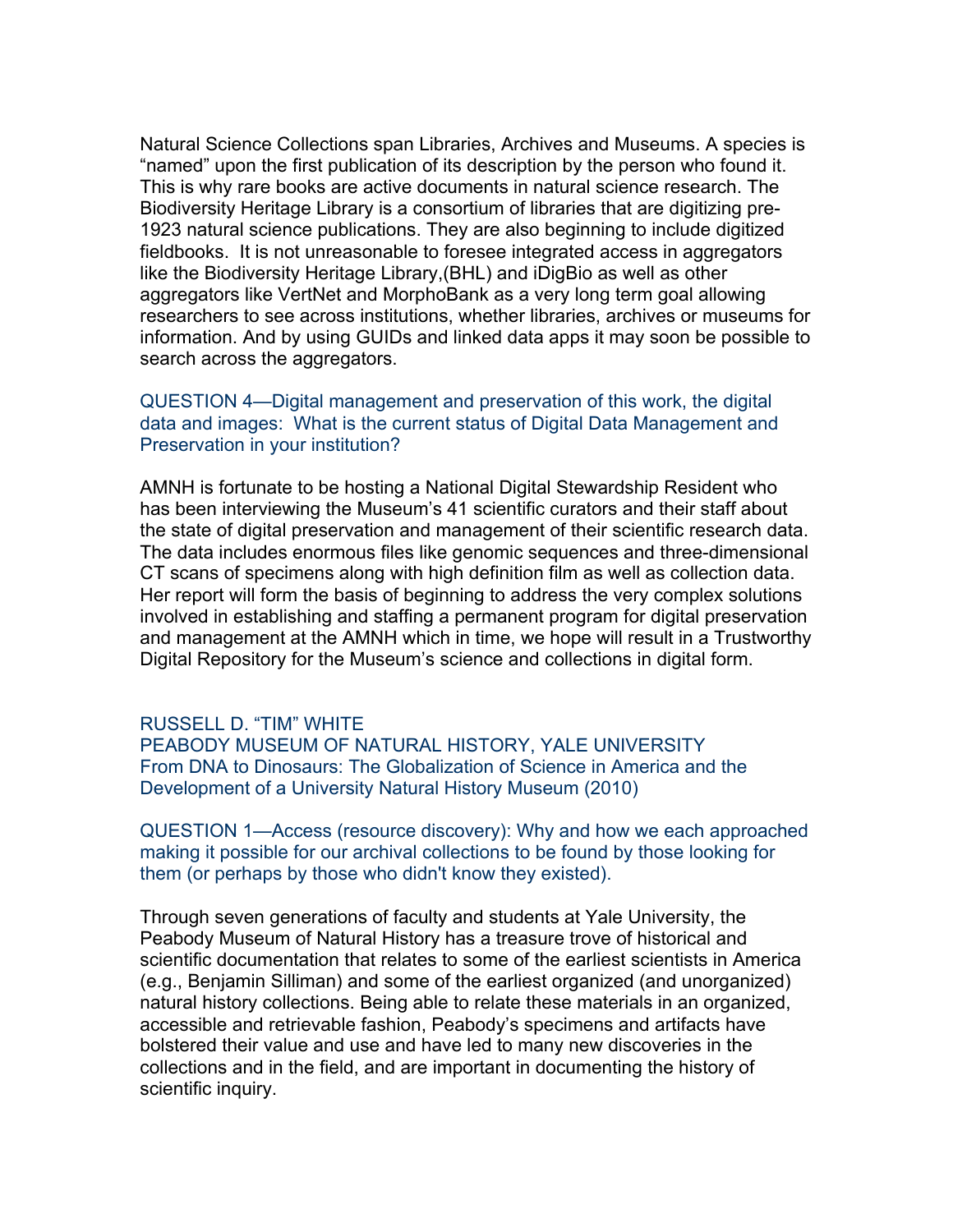Natural Science Collections span Libraries, Archives and Museums. A species is "named" upon the first publication of its description by the person who found it. This is why rare books are active documents in natural science research. The Biodiversity Heritage Library is a consortium of libraries that are digitizing pre-1923 natural science publications. They are also beginning to include digitized fieldbooks. It is not unreasonable to foresee integrated access in aggregators like the Biodiversity Heritage Library,(BHL) and iDigBio as well as other aggregators like VertNet and MorphoBank as a very long term goal allowing researchers to see across institutions, whether libraries, archives or museums for information. And by using GUIDs and linked data apps it may soon be possible to search across the aggregators.

QUESTION 4—Digital management and preservation of this work, the digital data and images: What is the current status of Digital Data Management and Preservation in your institution?

AMNH is fortunate to be hosting a National Digital Stewardship Resident who has been interviewing the Museum's 41 scientific curators and their staff about the state of digital preservation and management of their scientific research data. The data includes enormous files like genomic sequences and three-dimensional CT scans of specimens along with high definition film as well as collection data. Her report will form the basis of beginning to address the very complex solutions involved in establishing and staffing a permanent program for digital preservation and management at the AMNH which in time, we hope will result in a Trustworthy Digital Repository for the Museum's science and collections in digital form.

## RUSSELL D. "TIM" WHITE
## PEABODY MUSEUM OF NATURAL HISTORY, YALE UNIVERSITY
## From DNA to Dinosaurs: The Globalization of Science in America and the Development of a University Natural History Museum (2010)

QUESTION 1—Access (resource discovery): Why and how we each approached making it possible for our archival collections to be found by those looking for them (or perhaps by those who didn't know they existed).

Through seven generations of faculty and students at Yale University, the Peabody Museum of Natural History has a treasure trove of historical and scientific documentation that relates to some of the earliest scientists in America (e.g., Benjamin Silliman) and some of the earliest organized (and unorganized) natural history collections. Being able to relate these materials in an organized, accessible and retrievable fashion, Peabody's specimens and artifacts have bolstered their value and use and have led to many new discoveries in the collections and in the field, and are important in documenting the history of scientific inquiry.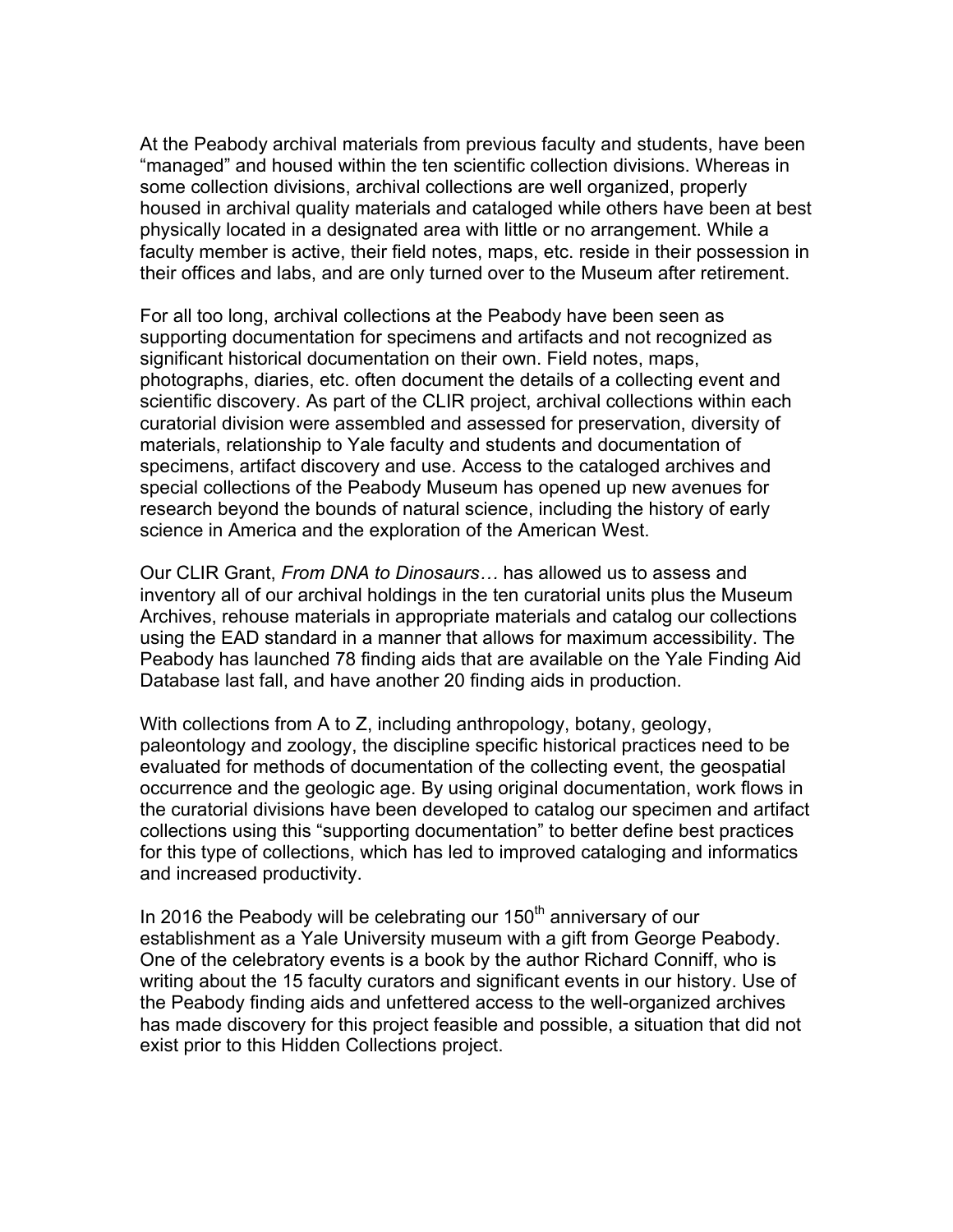At the Peabody archival materials from previous faculty and students, have been "managed" and housed within the ten scientific collection divisions. Whereas in some collection divisions, archival collections are well organized, properly housed in archival quality materials and cataloged while others have been at best physically located in a designated area with little or no arrangement. While a faculty member is active, their field notes, maps, etc. reside in their possession in their offices and labs, and are only turned over to the Museum after retirement.

For all too long, archival collections at the Peabody have been seen as supporting documentation for specimens and artifacts and not recognized as significant historical documentation on their own. Field notes, maps, photographs, diaries, etc. often document the details of a collecting event and scientific discovery. As part of the CLIR project, archival collections within each curatorial division were assembled and assessed for preservation, diversity of materials, relationship to Yale faculty and students and documentation of specimens, artifact discovery and use. Access to the cataloged archives and special collections of the Peabody Museum has opened up new avenues for research beyond the bounds of natural science, including the history of early science in America and the exploration of the American West.

Our CLIR Grant, *From DNA to Dinosaurs…* has allowed us to assess and inventory all of our archival holdings in the ten curatorial units plus the Museum Archives, rehouse materials in appropriate materials and catalog our collections using the EAD standard in a manner that allows for maximum accessibility. The Peabody has launched 78 finding aids that are available on the Yale Finding Aid Database last fall, and have another 20 finding aids in production.

With collections from A to Z, including anthropology, botany, geology, paleontology and zoology, the discipline specific historical practices need to be evaluated for methods of documentation of the collecting event, the geospatial occurrence and the geologic age. By using original documentation, work flows in the curatorial divisions have been developed to catalog our specimen and artifact collections using this "supporting documentation" to better define best practices for this type of collections, which has led to improved cataloging and informatics and increased productivity.

In 2016 the Peabody will be celebrating our 150th anniversary of our establishment as a Yale University museum with a gift from George Peabody. One of the celebratory events is a book by the author Richard Conniff, who is writing about the 15 faculty curators and significant events in our history. Use of the Peabody finding aids and unfettered access to the well-organized archives has made discovery for this project feasible and possible, a situation that did not exist prior to this Hidden Collections project.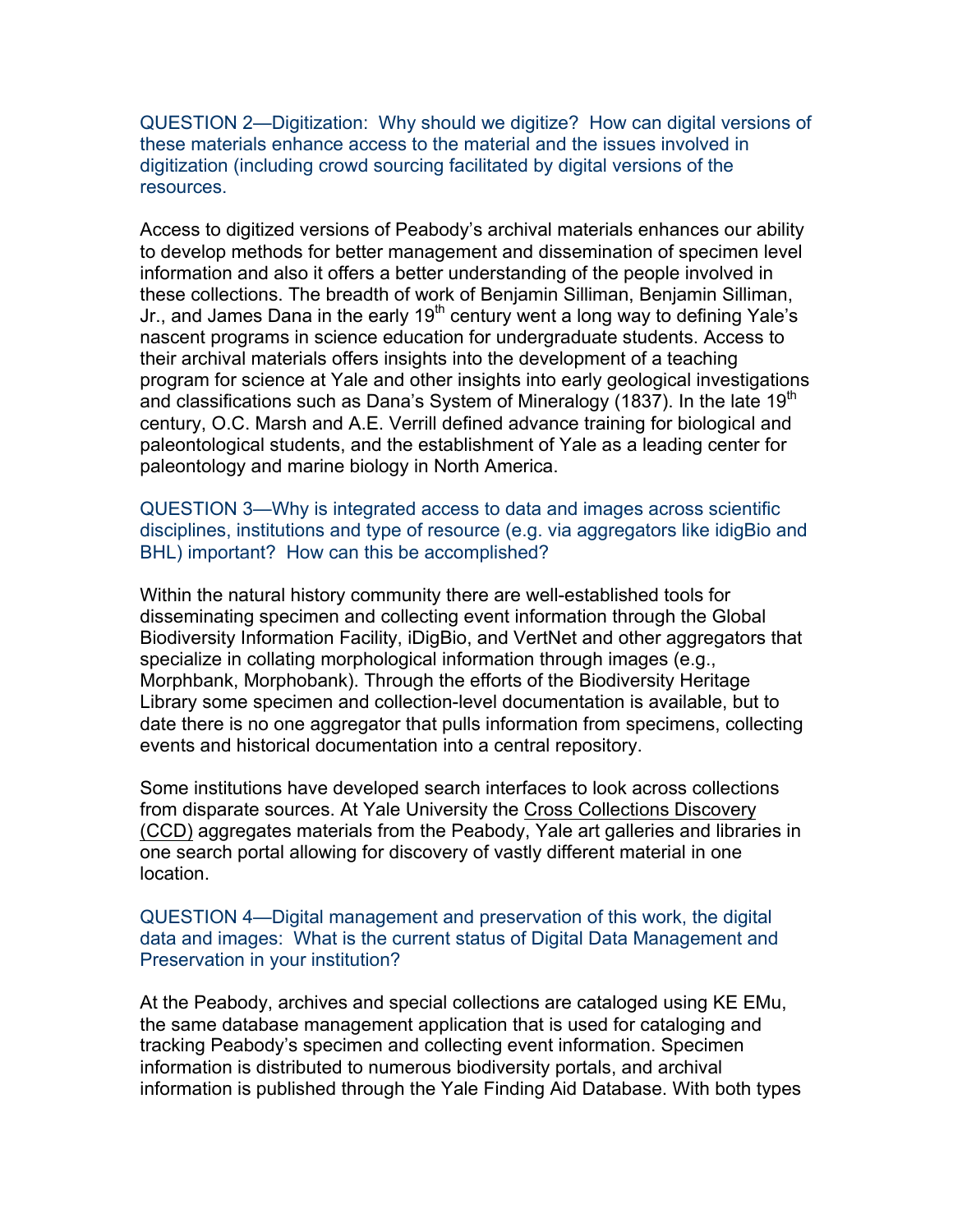QUESTION 2—Digitization: Why should we digitize? How can digital versions of these materials enhance access to the material and the issues involved in digitization (including crowd sourcing facilitated by digital versions of the resources.

Access to digitized versions of Peabody's archival materials enhances our ability to develop methods for better management and dissemination of specimen level information and also it offers a better understanding of the people involved in these collections. The breadth of work of Benjamin Silliman, Benjamin Silliman, Jr., and James Dana in the early 19th century went a long way to defining Yale's nascent programs in science education for undergraduate students. Access to their archival materials offers insights into the development of a teaching program for science at Yale and other insights into early geological investigations and classifications such as Dana's System of Mineralogy (1837). In the late 19th century, O.C. Marsh and A.E. Verrill defined advance training for biological and paleontological students, and the establishment of Yale as a leading center for paleontology and marine biology in North America.

QUESTION 3—Why is integrated access to data and images across scientific disciplines, institutions and type of resource (e.g. via aggregators like idigBio and BHL) important? How can this be accomplished?

Within the natural history community there are well-established tools for disseminating specimen and collecting event information through the Global Biodiversity Information Facility, iDigBio, and VertNet and other aggregators that specialize in collating morphological information through images (e.g., Morphbank, Morphobank). Through the efforts of the Biodiversity Heritage Library some specimen and collection-level documentation is available, but to date there is no one aggregator that pulls information from specimens, collecting events and historical documentation into a central repository.

Some institutions have developed search interfaces to look across collections from disparate sources. At Yale University the Cross Collections Discovery (CCD) aggregates materials from the Peabody, Yale art galleries and libraries in one search portal allowing for discovery of vastly different material in one location.

QUESTION 4—Digital management and preservation of this work, the digital data and images: What is the current status of Digital Data Management and Preservation in your institution?

At the Peabody, archives and special collections are cataloged using KE EMu, the same database management application that is used for cataloging and tracking Peabody's specimen and collecting event information. Specimen information is distributed to numerous biodiversity portals, and archival information is published through the Yale Finding Aid Database. With both types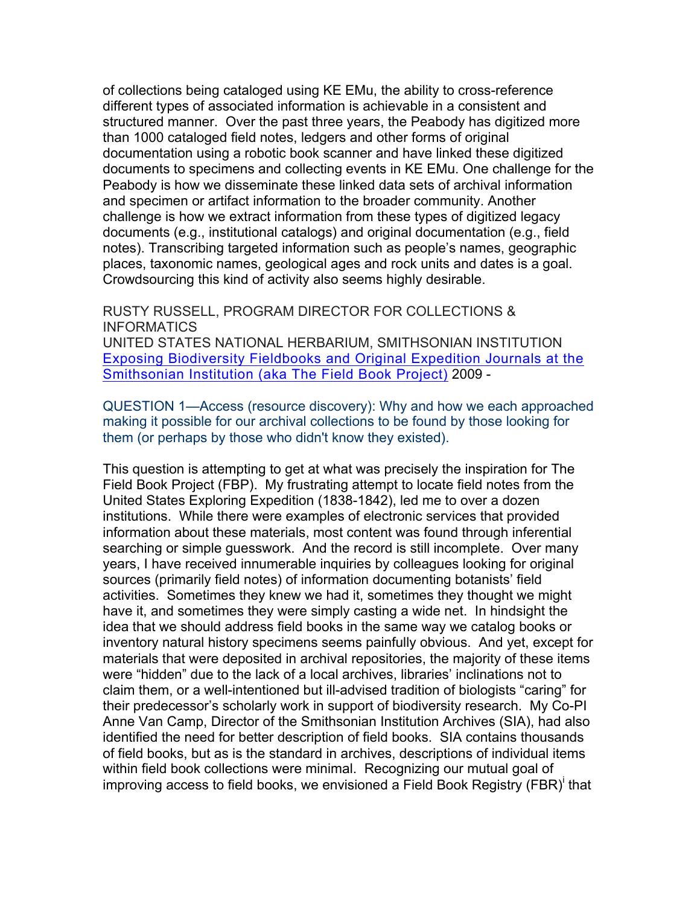of collections being cataloged using KE EMu, the ability to cross-reference different types of associated information is achievable in a consistent and structured manner. Over the past three years, the Peabody has digitized more than 1000 cataloged field notes, ledgers and other forms of original documentation using a robotic book scanner and have linked these digitized documents to specimens and collecting events in KE EMu. One challenge for the Peabody is how we disseminate these linked data sets of archival information and specimen or artifact information to the broader community. Another challenge is how we extract information from these types of digitized legacy documents (e.g., institutional catalogs) and original documentation (e.g., field notes). Transcribing targeted information such as people's names, geographic places, taxonomic names, geological ages and rock units and dates is a goal. Crowdsourcing this kind of activity also seems highly desirable.

RUSTY RUSSELL, PROGRAM DIRECTOR FOR COLLECTIONS & INFORMATICS
UNITED STATES NATIONAL HERBARIUM, SMITHSONIAN INSTITUTION
Exposing Biodiversity Fieldbooks and Original Expedition Journals at the Smithsonian Institution (aka The Field Book Project) 2009 -

QUESTION 1—Access (resource discovery): Why and how we each approached making it possible for our archival collections to be found by those looking for them (or perhaps by those who didn't know they existed).

This question is attempting to get at what was precisely the inspiration for The Field Book Project (FBP). My frustrating attempt to locate field notes from the United States Exploring Expedition (1838-1842), led me to over a dozen institutions. While there were examples of electronic services that provided information about these materials, most content was found through inferential searching or simple guesswork. And the record is still incomplete. Over many years, I have received innumerable inquiries by colleagues looking for original sources (primarily field notes) of information documenting botanists' field activities. Sometimes they knew we had it, sometimes they thought we might have it, and sometimes they were simply casting a wide net. In hindsight the idea that we should address field books in the same way we catalog books or inventory natural history specimens seems painfully obvious. And yet, except for materials that were deposited in archival repositories, the majority of these items were "hidden" due to the lack of a local archives, libraries' inclinations not to claim them, or a well-intentioned but ill-advised tradition of biologists "caring" for their predecessor's scholarly work in support of biodiversity research. My Co-PI Anne Van Camp, Director of the Smithsonian Institution Archives (SIA), had also identified the need for better description of field books. SIA contains thousands of field books, but as is the standard in archives, descriptions of individual items within field book collections were minimal. Recognizing our mutual goal of improving access to field books, we envisioned a Field Book Registry (FBR)[i] that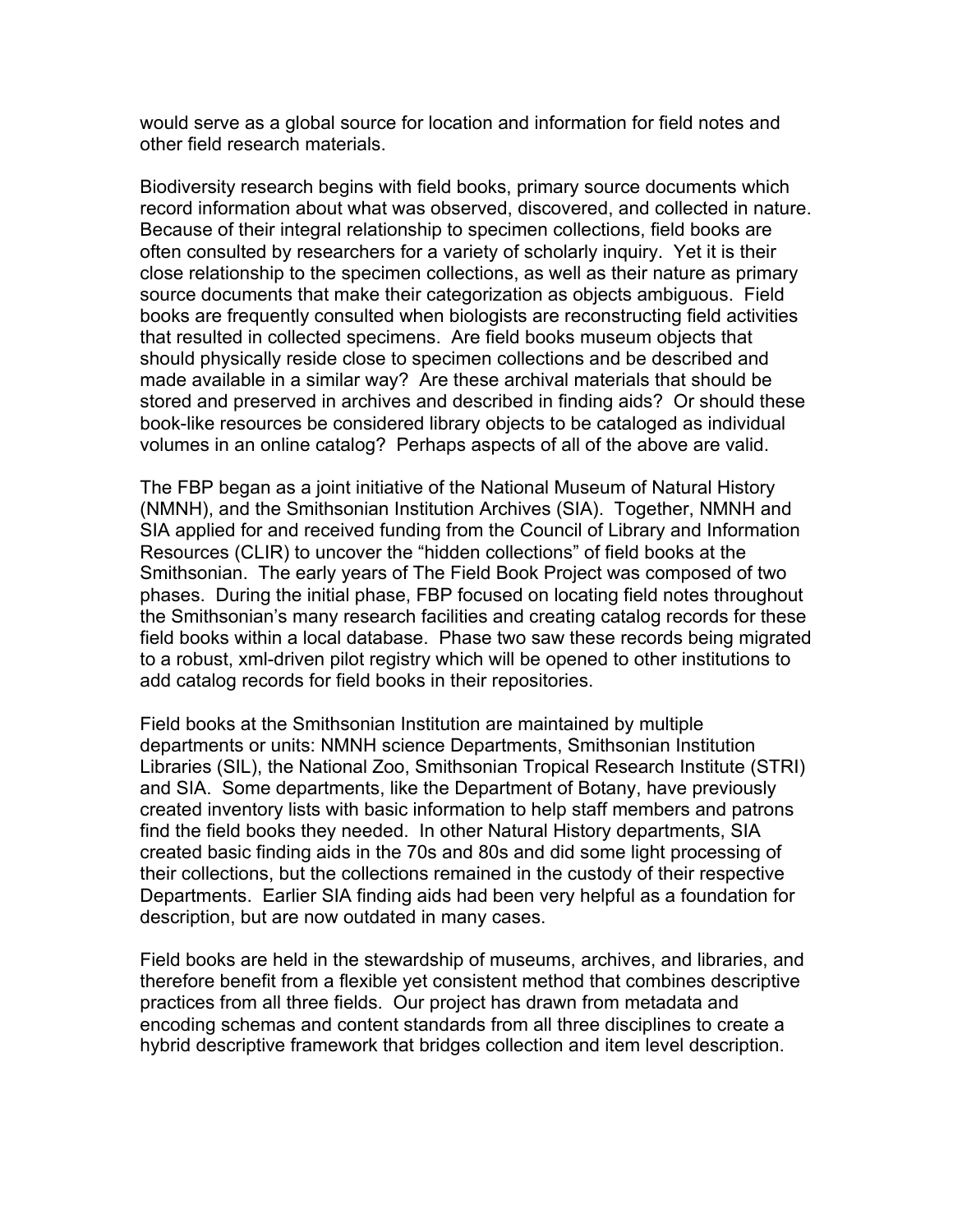would serve as a global source for location and information for field notes and other field research materials.

Biodiversity research begins with field books, primary source documents which record information about what was observed, discovered, and collected in nature. Because of their integral relationship to specimen collections, field books are often consulted by researchers for a variety of scholarly inquiry. Yet it is their close relationship to the specimen collections, as well as their nature as primary source documents that make their categorization as objects ambiguous. Field books are frequently consulted when biologists are reconstructing field activities that resulted in collected specimens. Are field books museum objects that should physically reside close to specimen collections and be described and made available in a similar way? Are these archival materials that should be stored and preserved in archives and described in finding aids? Or should these book-like resources be considered library objects to be cataloged as individual volumes in an online catalog? Perhaps aspects of all of the above are valid.

The FBP began as a joint initiative of the National Museum of Natural History (NMNH), and the Smithsonian Institution Archives (SIA). Together, NMNH and SIA applied for and received funding from the Council of Library and Information Resources (CLIR) to uncover the "hidden collections" of field books at the Smithsonian. The early years of The Field Book Project was composed of two phases. During the initial phase, FBP focused on locating field notes throughout the Smithsonian's many research facilities and creating catalog records for these field books within a local database. Phase two saw these records being migrated to a robust, xml-driven pilot registry which will be opened to other institutions to add catalog records for field books in their repositories.

Field books at the Smithsonian Institution are maintained by multiple departments or units: NMNH science Departments, Smithsonian Institution Libraries (SIL), the National Zoo, Smithsonian Tropical Research Institute (STRI) and SIA. Some departments, like the Department of Botany, have previously created inventory lists with basic information to help staff members and patrons find the field books they needed. In other Natural History departments, SIA created basic finding aids in the 70s and 80s and did some light processing of their collections, but the collections remained in the custody of their respective Departments. Earlier SIA finding aids had been very helpful as a foundation for description, but are now outdated in many cases.

Field books are held in the stewardship of museums, archives, and libraries, and therefore benefit from a flexible yet consistent method that combines descriptive practices from all three fields. Our project has drawn from metadata and encoding schemas and content standards from all three disciplines to create a hybrid descriptive framework that bridges collection and item level description.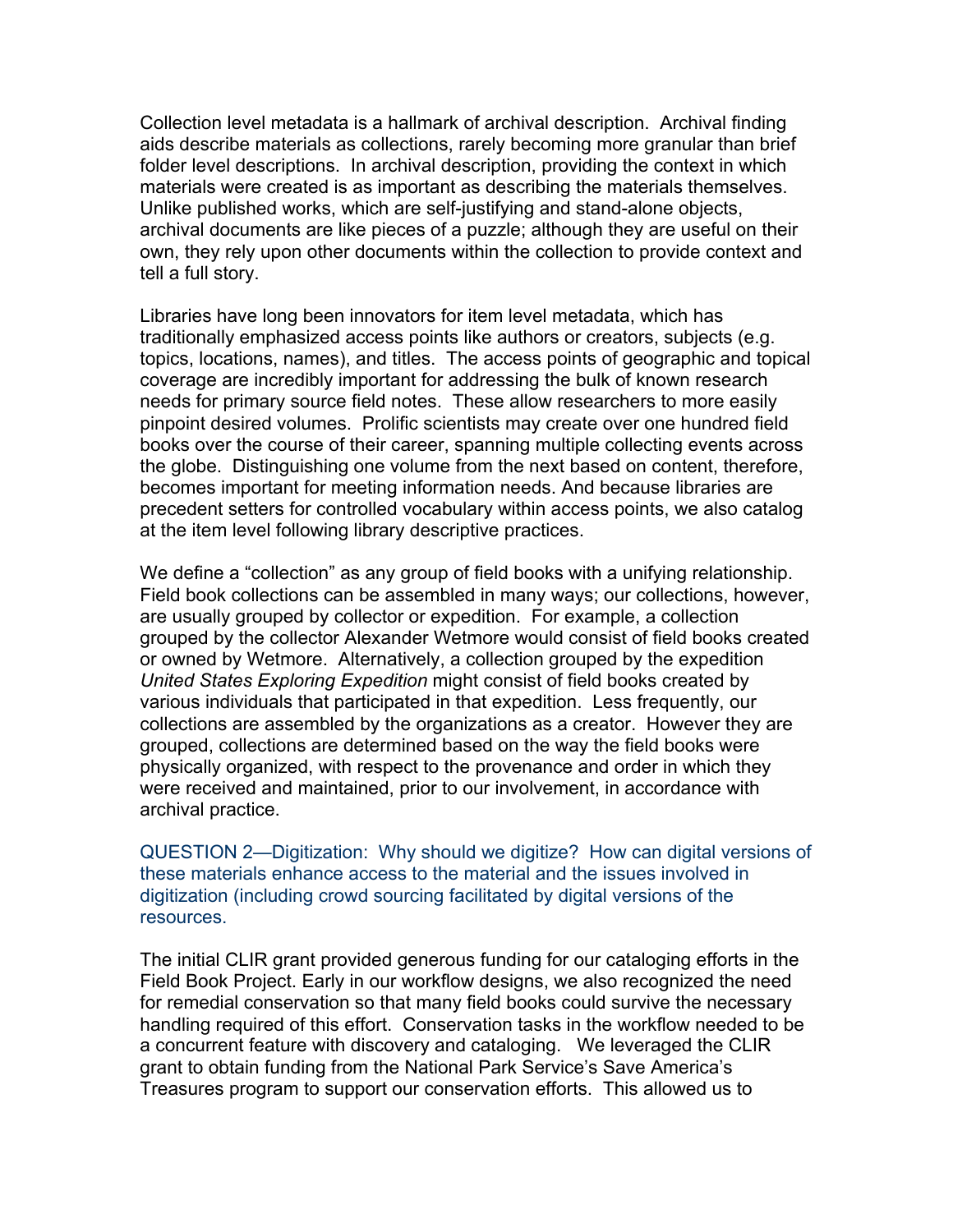Collection level metadata is a hallmark of archival description. Archival finding aids describe materials as collections, rarely becoming more granular than brief folder level descriptions. In archival description, providing the context in which materials were created is as important as describing the materials themselves. Unlike published works, which are self-justifying and stand-alone objects, archival documents are like pieces of a puzzle; although they are useful on their own, they rely upon other documents within the collection to provide context and tell a full story.

Libraries have long been innovators for item level metadata, which has traditionally emphasized access points like authors or creators, subjects (e.g. topics, locations, names), and titles. The access points of geographic and topical coverage are incredibly important for addressing the bulk of known research needs for primary source field notes. These allow researchers to more easily pinpoint desired volumes. Prolific scientists may create over one hundred field books over the course of their career, spanning multiple collecting events across the globe. Distinguishing one volume from the next based on content, therefore, becomes important for meeting information needs. And because libraries are precedent setters for controlled vocabulary within access points, we also catalog at the item level following library descriptive practices.

We define a "collection" as any group of field books with a unifying relationship. Field book collections can be assembled in many ways; our collections, however, are usually grouped by collector or expedition. For example, a collection grouped by the collector Alexander Wetmore would consist of field books created or owned by Wetmore. Alternatively, a collection grouped by the expedition *United States Exploring Expedition* might consist of field books created by various individuals that participated in that expedition. Less frequently, our collections are assembled by the organizations as a creator. However they are grouped, collections are determined based on the way the field books were physically organized, with respect to the provenance and order in which they were received and maintained, prior to our involvement, in accordance with archival practice.

QUESTION 2—Digitization: Why should we digitize? How can digital versions of these materials enhance access to the material and the issues involved in digitization (including crowd sourcing facilitated by digital versions of the resources.

The initial CLIR grant provided generous funding for our cataloging efforts in the Field Book Project. Early in our workflow designs, we also recognized the need for remedial conservation so that many field books could survive the necessary handling required of this effort. Conservation tasks in the workflow needed to be a concurrent feature with discovery and cataloging. We leveraged the CLIR grant to obtain funding from the National Park Service's Save America's Treasures program to support our conservation efforts. This allowed us to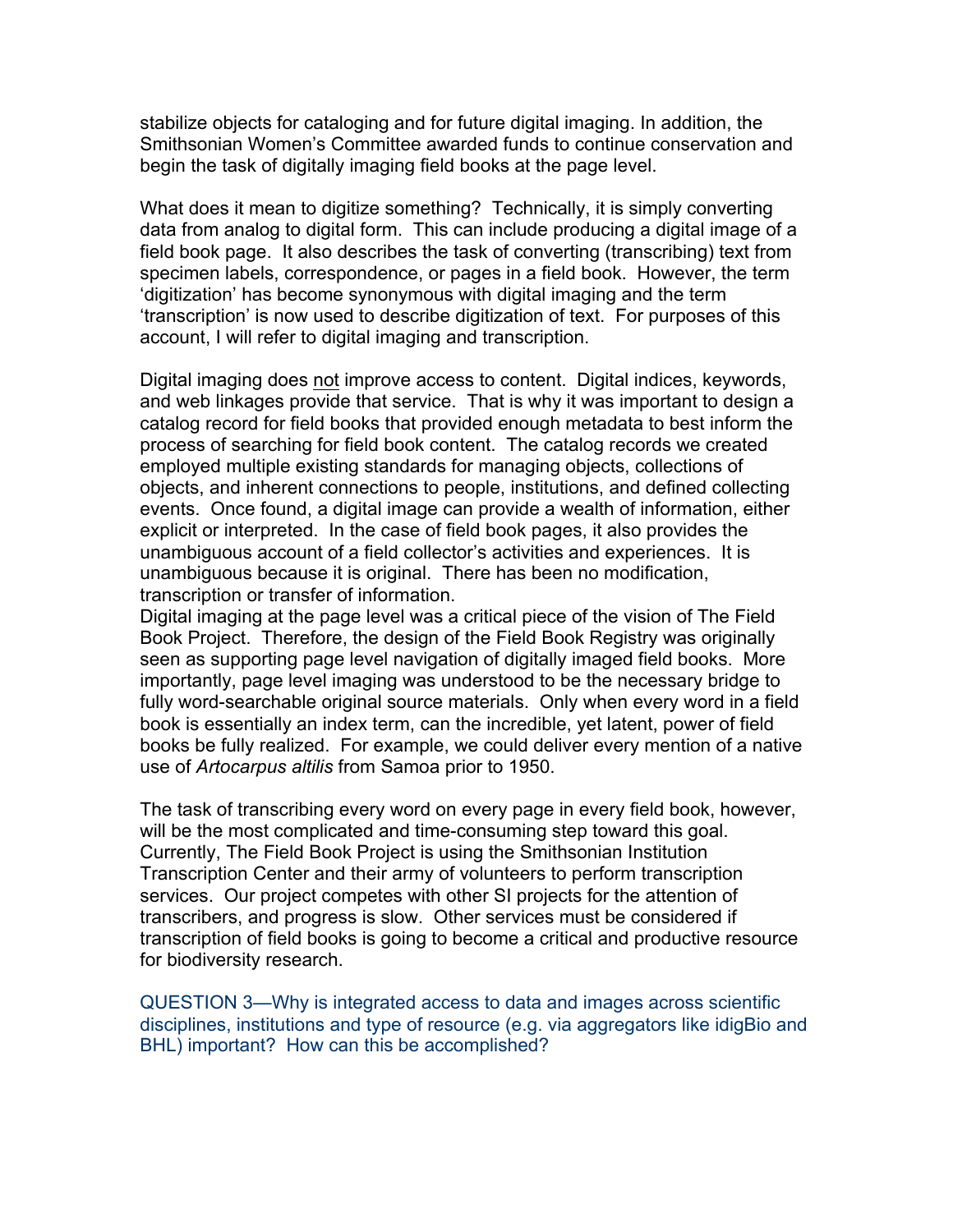stabilize objects for cataloging and for future digital imaging. In addition, the Smithsonian Women's Committee awarded funds to continue conservation and begin the task of digitally imaging field books at the page level.

What does it mean to digitize something? Technically, it is simply converting data from analog to digital form. This can include producing a digital image of a field book page. It also describes the task of converting (transcribing) text from specimen labels, correspondence, or pages in a field book. However, the term 'digitization' has become synonymous with digital imaging and the term 'transcription' is now used to describe digitization of text. For purposes of this account, I will refer to digital imaging and transcription.

Digital imaging does <u>not</u> improve access to content. Digital indices, keywords, and web linkages provide that service. That is why it was important to design a catalog record for field books that provided enough metadata to best inform the process of searching for field book content. The catalog records we created employed multiple existing standards for managing objects, collections of objects, and inherent connections to people, institutions, and defined collecting events. Once found, a digital image can provide a wealth of information, either explicit or interpreted. In the case of field book pages, it also provides the unambiguous account of a field collector's activities and experiences. It is unambiguous because it is original. There has been no modification, transcription or transfer of information.

Digital imaging at the page level was a critical piece of the vision of The Field Book Project. Therefore, the design of the Field Book Registry was originally seen as supporting page level navigation of digitally imaged field books. More importantly, page level imaging was understood to be the necessary bridge to fully word-searchable original source materials. Only when every word in a field book is essentially an index term, can the incredible, yet latent, power of field books be fully realized. For example, we could deliver every mention of a native use of *Artocarpus altilis* from Samoa prior to 1950.

The task of transcribing every word on every page in every field book, however, will be the most complicated and time-consuming step toward this goal. Currently, The Field Book Project is using the Smithsonian Institution Transcription Center and their army of volunteers to perform transcription services. Our project competes with other SI projects for the attention of transcribers, and progress is slow. Other services must be considered if transcription of field books is going to become a critical and productive resource for biodiversity research.

QUESTION 3—Why is integrated access to data and images across scientific disciplines, institutions and type of resource (e.g. via aggregators like idigBio and BHL) important? How can this be accomplished?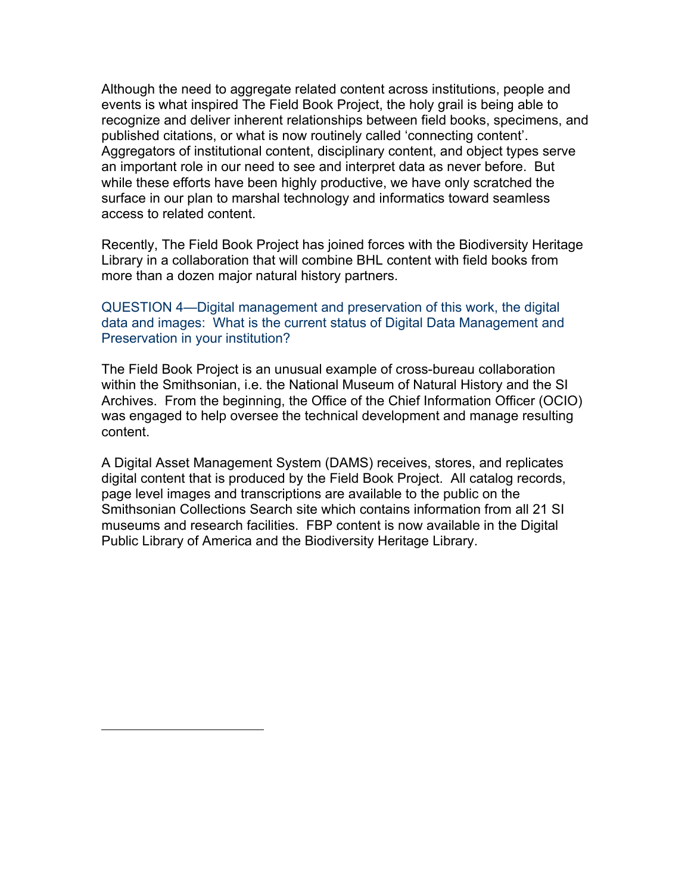Although the need to aggregate related content across institutions, people and events is what inspired The Field Book Project, the holy grail is being able to recognize and deliver inherent relationships between field books, specimens, and published citations, or what is now routinely called 'connecting content'. Aggregators of institutional content, disciplinary content, and object types serve an important role in our need to see and interpret data as never before. But while these efforts have been highly productive, we have only scratched the surface in our plan to marshal technology and informatics toward seamless access to related content.

Recently, The Field Book Project has joined forces with the Biodiversity Heritage Library in a collaboration that will combine BHL content with field books from more than a dozen major natural history partners.

QUESTION 4—Digital management and preservation of this work, the digital data and images: What is the current status of Digital Data Management and Preservation in your institution?

The Field Book Project is an unusual example of cross-bureau collaboration within the Smithsonian, i.e. the National Museum of Natural History and the SI Archives. From the beginning, the Office of the Chief Information Officer (OCIO) was engaged to help oversee the technical development and manage resulting content.

A Digital Asset Management System (DAMS) receives, stores, and replicates digital content that is produced by the Field Book Project. All catalog records, page level images and transcriptions are available to the public on the Smithsonian Collections Search site which contains information from all 21 SI museums and research facilities. FBP content is now available in the Digital Public Library of America and the Biodiversity Heritage Library.